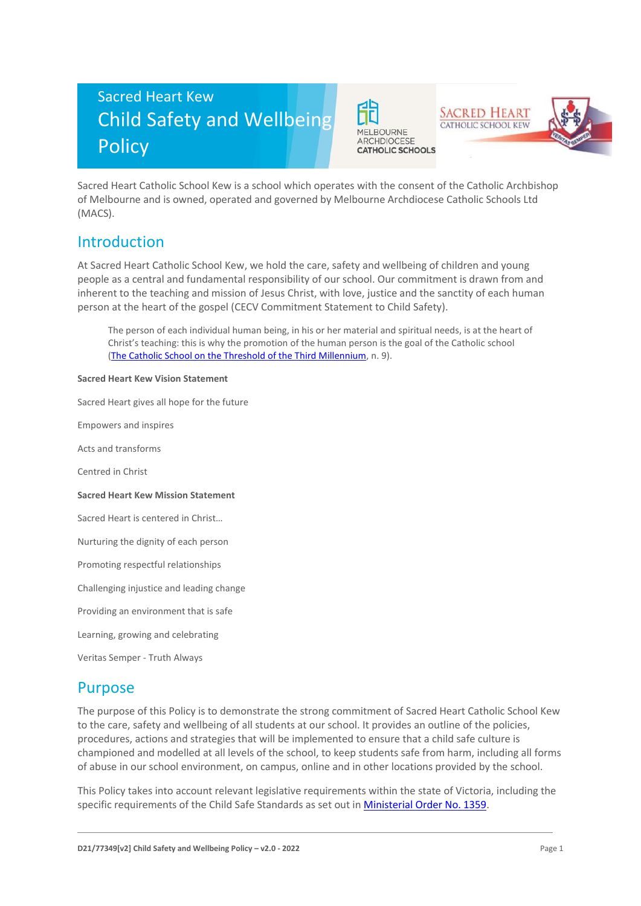# Sacred Heart Kew Child Safety and Wellbeing Policy

Sacred Heart Catholic School Kew is a school which operates with the consent of the Catholic Archbishop of Melbourne and is owned, operated and governed by Melbourne Archdiocese Catholic Schools Ltd (MACS).

## Introduction

At Sacred Heart Catholic School Kew, we hold the care, safety and wellbeing of children and young people as a central and fundamental responsibility of our school. Our commitment is drawn from and inherent to the teaching and mission of Jesus Christ, with love, justice and the sanctity of each human person at the heart of the gospel (CECV Commitment Statement to Child Safety).

> The person of each individual human being, in his or her material and spiritual needs, is at the heart of Christ's teaching: this is why the promotion of the human person is the goal of the Catholic school (The Catholic School on the Threshold of the Third Millennium, n. 9).

**Sacred Heart Kew Vision Statement**

Sacred Heart gives all hope for the future

Empowers and inspires

Acts and transforms

Centred in Christ

**Sacred Heart Kew Mission Statement**

Sacred Heart is centered in Christ…

Nurturing the dignity of each person

Promoting respectful relationships

Challenging injustice and leading change

Providing an environment that is safe

Learning, growing and celebrating

Veritas Semper - Truth Always

## Purpose

The purpose of this Policy is to demonstrate the strong commitment of Sacred Heart Catholic School Kew to the care, safety and wellbeing of all students at our school. It provides an outline of the policies, procedures, actions and strategies that will be implemented to ensure that a child safe culture is championed and modelled at all levels of the school, to keep students safe from harm, including all forms of abuse in our school environment, on campus, online and in other locations provided by the school.

This Policy takes into account relevant legislative requirements within the state of Victoria, including the specific requirements of the Child Safe Standards as set out in Ministerial Order No. 1359.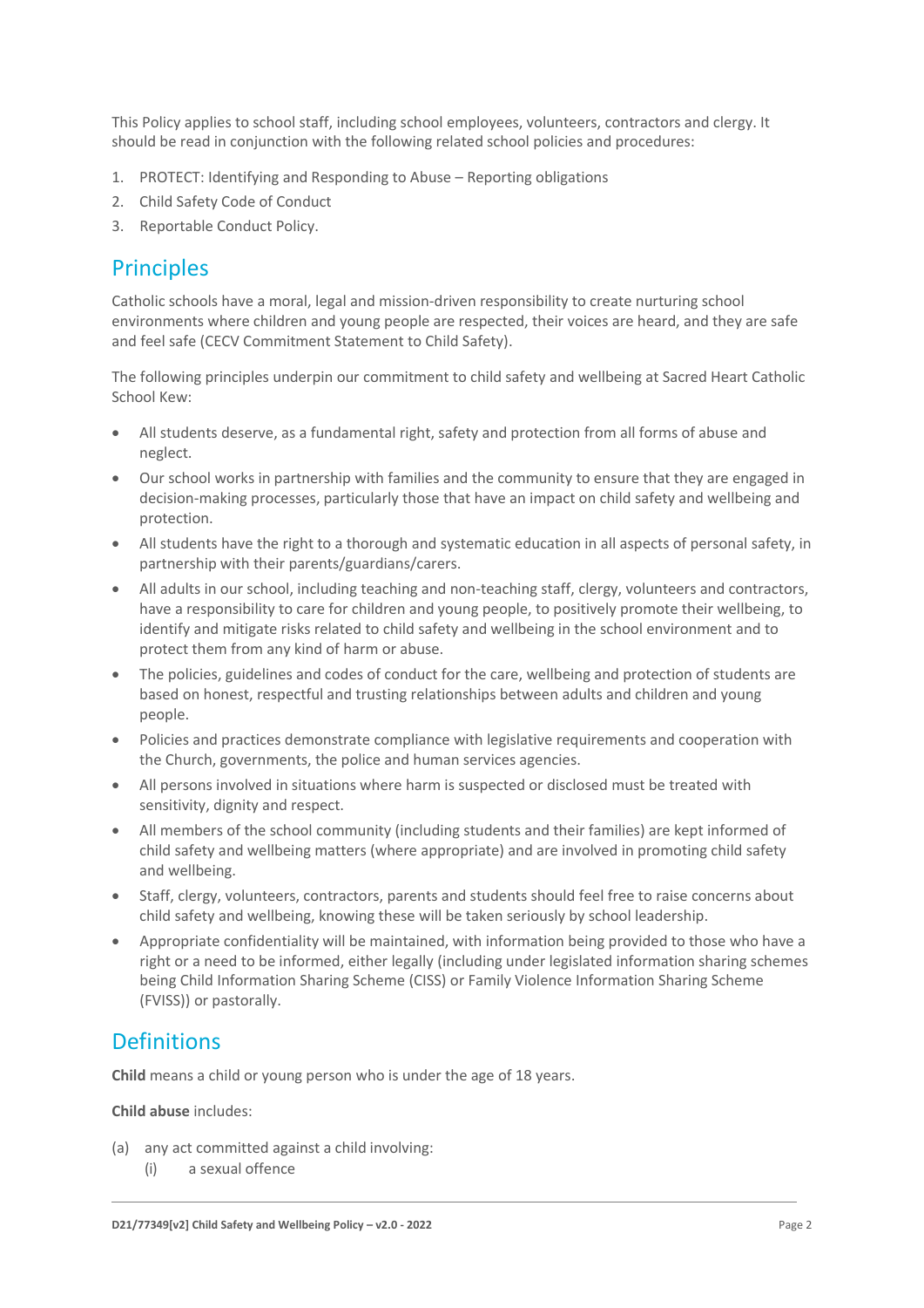This Policy applies to school staff, including school employees, volunteers, contractors and clergy. It should be read in conjunction with the following related school policies and procedures:

1. PROTECT: Identifying and Responding to Abuse – Reporting obligations
2. Child Safety Code of Conduct
3. Reportable Conduct Policy.

## Principles

Catholic schools have a moral, legal and mission-driven responsibility to create nurturing school environments where children and young people are respected, their voices are heard, and they are safe and feel safe (CECV Commitment Statement to Child Safety).

The following principles underpin our commitment to child safety and wellbeing at Sacred Heart Catholic School Kew:

- All students deserve, as a fundamental right, safety and protection from all forms of abuse and neglect.
- Our school works in partnership with families and the community to ensure that they are engaged in decision-making processes, particularly those that have an impact on child safety and wellbeing and protection.
- All students have the right to a thorough and systematic education in all aspects of personal safety, in partnership with their parents/guardians/carers.
- All adults in our school, including teaching and non-teaching staff, clergy, volunteers and contractors, have a responsibility to care for children and young people, to positively promote their wellbeing, to identify and mitigate risks related to child safety and wellbeing in the school environment and to protect them from any kind of harm or abuse.
- The policies, guidelines and codes of conduct for the care, wellbeing and protection of students are based on honest, respectful and trusting relationships between adults and children and young people.
- Policies and practices demonstrate compliance with legislative requirements and cooperation with the Church, governments, the police and human services agencies.
- All persons involved in situations where harm is suspected or disclosed must be treated with sensitivity, dignity and respect.
- All members of the school community (including students and their families) are kept informed of child safety and wellbeing matters (where appropriate) and are involved in promoting child safety and wellbeing.
- Staff, clergy, volunteers, contractors, parents and students should feel free to raise concerns about child safety and wellbeing, knowing these will be taken seriously by school leadership.
- Appropriate confidentiality will be maintained, with information being provided to those who have a right or a need to be informed, either legally (including under legislated information sharing schemes being Child Information Sharing Scheme (CISS) or Family Violence Information Sharing Scheme (FVISS)) or pastorally.

## Definitions

**Child** means a child or young person who is under the age of 18 years.

**Child abuse** includes:

(a) any act committed against a child involving:
   (i) a sexual offence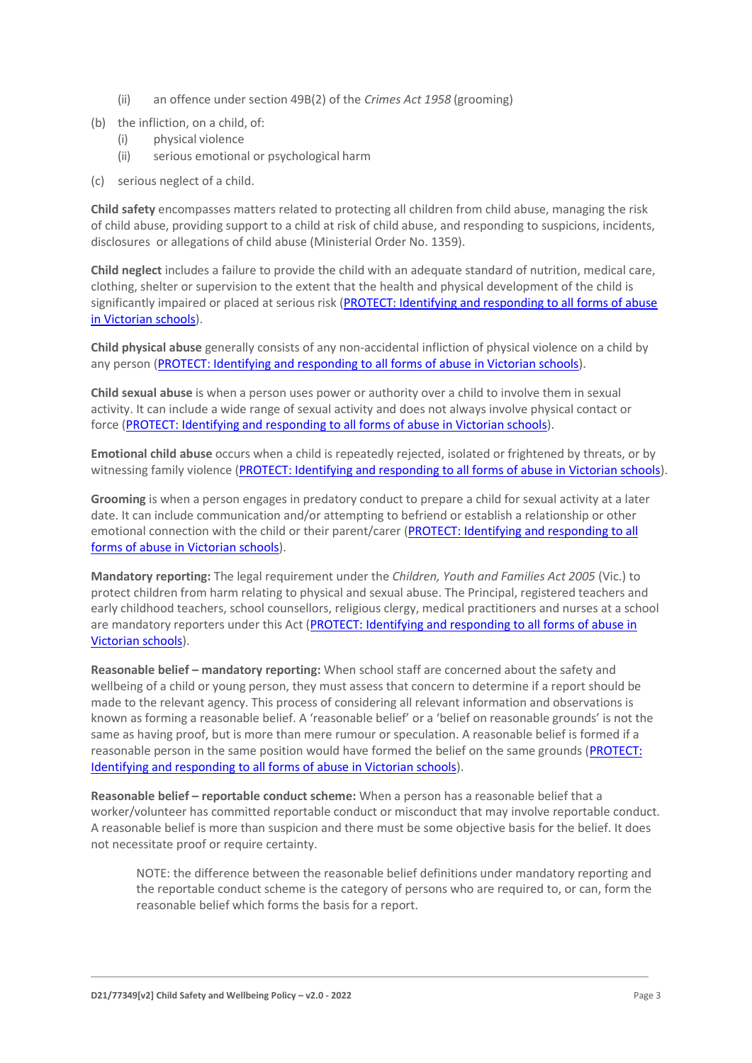(ii) an offence under section 49B(2) of the *Crimes Act 1958* (grooming)

(b) the infliction, on a child, of:
    (i) physical violence
    (ii) serious emotional or psychological harm

(c) serious neglect of a child.

**Child safety** encompasses matters related to protecting all children from child abuse, managing the risk of child abuse, providing support to a child at risk of child abuse, and responding to suspicions, incidents, disclosures or allegations of child abuse (Ministerial Order No. 1359).

**Child neglect** includes a failure to provide the child with an adequate standard of nutrition, medical care, clothing, shelter or supervision to the extent that the health and physical development of the child is significantly impaired or placed at serious risk (PROTECT: Identifying and responding to all forms of abuse in Victorian schools).

**Child physical abuse** generally consists of any non-accidental infliction of physical violence on a child by any person (PROTECT: Identifying and responding to all forms of abuse in Victorian schools).

**Child sexual abuse** is when a person uses power or authority over a child to involve them in sexual activity. It can include a wide range of sexual activity and does not always involve physical contact or force (PROTECT: Identifying and responding to all forms of abuse in Victorian schools).

**Emotional child abuse** occurs when a child is repeatedly rejected, isolated or frightened by threats, or by witnessing family violence (PROTECT: Identifying and responding to all forms of abuse in Victorian schools).

**Grooming** is when a person engages in predatory conduct to prepare a child for sexual activity at a later date. It can include communication and/or attempting to befriend or establish a relationship or other emotional connection with the child or their parent/carer (PROTECT: Identifying and responding to all forms of abuse in Victorian schools).

**Mandatory reporting:** The legal requirement under the *Children, Youth and Families Act 2005* (Vic.) to protect children from harm relating to physical and sexual abuse. The Principal, registered teachers and early childhood teachers, school counsellors, religious clergy, medical practitioners and nurses at a school are mandatory reporters under this Act (PROTECT: Identifying and responding to all forms of abuse in Victorian schools).

**Reasonable belief – mandatory reporting:** When school staff are concerned about the safety and wellbeing of a child or young person, they must assess that concern to determine if a report should be made to the relevant agency. This process of considering all relevant information and observations is known as forming a reasonable belief. A 'reasonable belief' or a 'belief on reasonable grounds' is not the same as having proof, but is more than mere rumour or speculation. A reasonable belief is formed if a reasonable person in the same position would have formed the belief on the same grounds (PROTECT: Identifying and responding to all forms of abuse in Victorian schools).

**Reasonable belief – reportable conduct scheme:** When a person has a reasonable belief that a worker/volunteer has committed reportable conduct or misconduct that may involve reportable conduct. A reasonable belief is more than suspicion and there must be some objective basis for the belief. It does not necessitate proof or require certainty.

> NOTE: the difference between the reasonable belief definitions under mandatory reporting and the reportable conduct scheme is the category of persons who are required to, or can, form the reasonable belief which forms the basis for a report.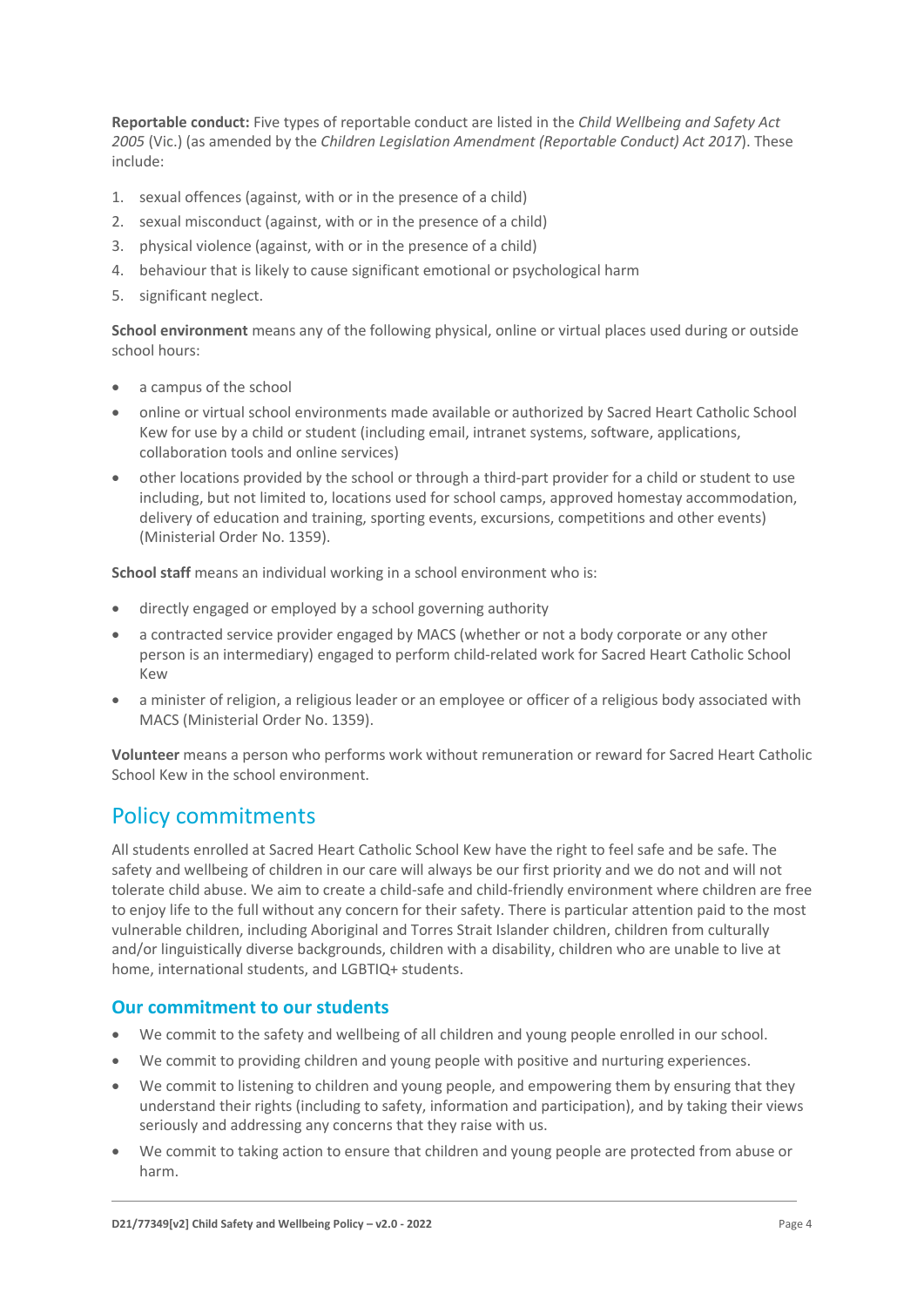**Reportable conduct:** Five types of reportable conduct are listed in the *Child Wellbeing and Safety Act 2005* (Vic.) (as amended by the *Children Legislation Amendment (Reportable Conduct) Act 2017*). These include:

1. sexual offences (against, with or in the presence of a child)
2. sexual misconduct (against, with or in the presence of a child)
3. physical violence (against, with or in the presence of a child)
4. behaviour that is likely to cause significant emotional or psychological harm
5. significant neglect.

**School environment** means any of the following physical, online or virtual places used during or outside school hours:

- a campus of the school
- online or virtual school environments made available or authorized by Sacred Heart Catholic School Kew for use by a child or student (including email, intranet systems, software, applications, collaboration tools and online services)
- other locations provided by the school or through a third-part provider for a child or student to use including, but not limited to, locations used for school camps, approved homestay accommodation, delivery of education and training, sporting events, excursions, competitions and other events) (Ministerial Order No. 1359).

**School staff** means an individual working in a school environment who is:

- directly engaged or employed by a school governing authority
- a contracted service provider engaged by MACS (whether or not a body corporate or any other person is an intermediary) engaged to perform child-related work for Sacred Heart Catholic School Kew
- a minister of religion, a religious leader or an employee or officer of a religious body associated with MACS (Ministerial Order No. 1359).

**Volunteer** means a person who performs work without remuneration or reward for Sacred Heart Catholic School Kew in the school environment.

## Policy commitments

All students enrolled at Sacred Heart Catholic School Kew have the right to feel safe and be safe. The safety and wellbeing of children in our care will always be our first priority and we do not and will not tolerate child abuse. We aim to create a child-safe and child-friendly environment where children are free to enjoy life to the full without any concern for their safety. There is particular attention paid to the most vulnerable children, including Aboriginal and Torres Strait Islander children, children from culturally and/or linguistically diverse backgrounds, children with a disability, children who are unable to live at home, international students, and LGBTIQ+ students.

### Our commitment to our students

- We commit to the safety and wellbeing of all children and young people enrolled in our school.
- We commit to providing children and young people with positive and nurturing experiences.
- We commit to listening to children and young people, and empowering them by ensuring that they understand their rights (including to safety, information and participation), and by taking their views seriously and addressing any concerns that they raise with us.
- We commit to taking action to ensure that children and young people are protected from abuse or harm.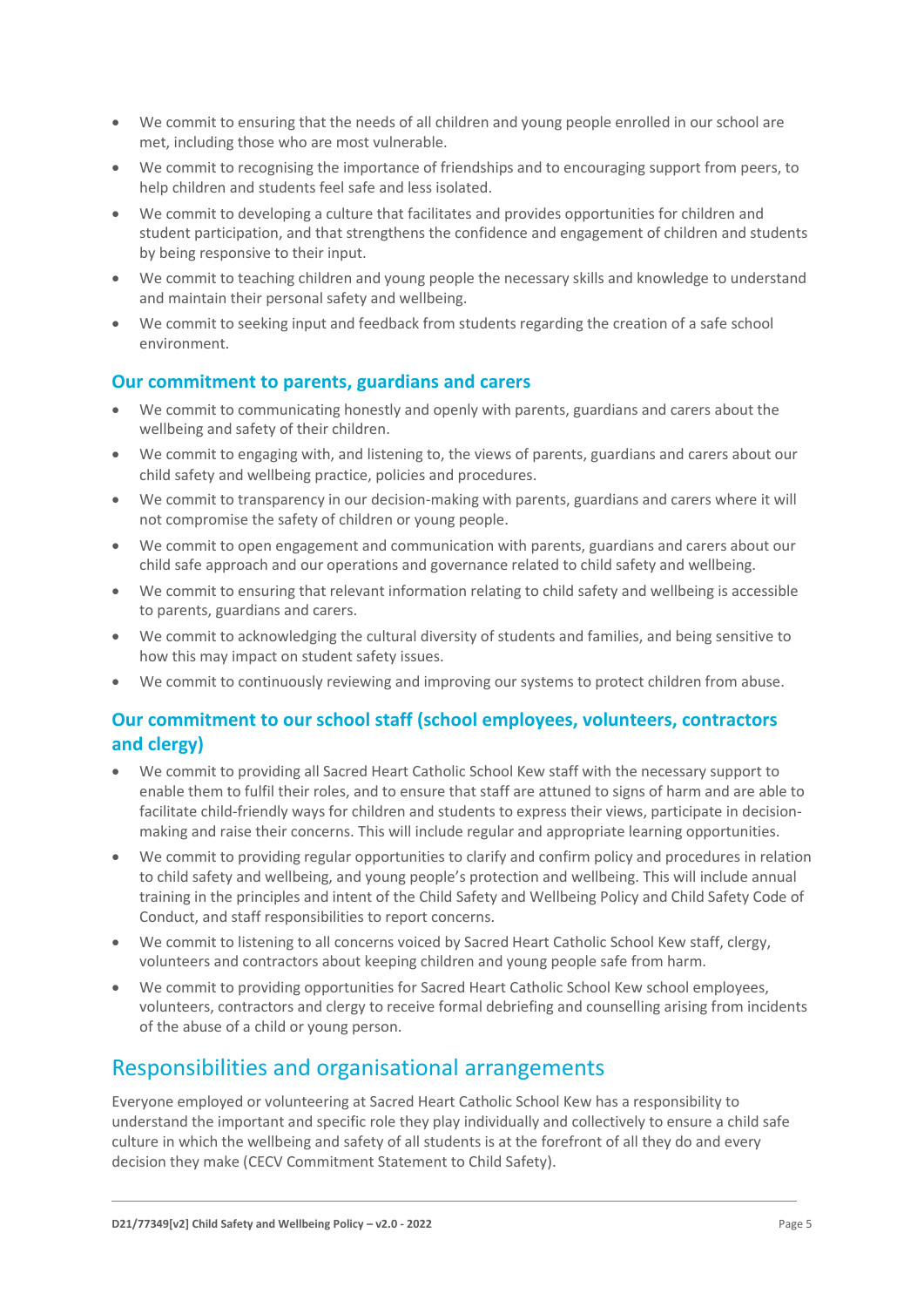- We commit to ensuring that the needs of all children and young people enrolled in our school are met, including those who are most vulnerable.
- We commit to recognising the importance of friendships and to encouraging support from peers, to help children and students feel safe and less isolated.
- We commit to developing a culture that facilitates and provides opportunities for children and student participation, and that strengthens the confidence and engagement of children and students by being responsive to their input.
- We commit to teaching children and young people the necessary skills and knowledge to understand and maintain their personal safety and wellbeing.
- We commit to seeking input and feedback from students regarding the creation of a safe school environment.

### Our commitment to parents, guardians and carers

- We commit to communicating honestly and openly with parents, guardians and carers about the wellbeing and safety of their children.
- We commit to engaging with, and listening to, the views of parents, guardians and carers about our child safety and wellbeing practice, policies and procedures.
- We commit to transparency in our decision-making with parents, guardians and carers where it will not compromise the safety of children or young people.
- We commit to open engagement and communication with parents, guardians and carers about our child safe approach and our operations and governance related to child safety and wellbeing.
- We commit to ensuring that relevant information relating to child safety and wellbeing is accessible to parents, guardians and carers.
- We commit to acknowledging the cultural diversity of students and families, and being sensitive to how this may impact on student safety issues.
- We commit to continuously reviewing and improving our systems to protect children from abuse.

### Our commitment to our school staff (school employees, volunteers, contractors and clergy)

- We commit to providing all Sacred Heart Catholic School Kew staff with the necessary support to enable them to fulfil their roles, and to ensure that staff are attuned to signs of harm and are able to facilitate child-friendly ways for children and students to express their views, participate in decision-making and raise their concerns. This will include regular and appropriate learning opportunities.
- We commit to providing regular opportunities to clarify and confirm policy and procedures in relation to child safety and wellbeing, and young people's protection and wellbeing. This will include annual training in the principles and intent of the Child Safety and Wellbeing Policy and Child Safety Code of Conduct, and staff responsibilities to report concerns.
- We commit to listening to all concerns voiced by Sacred Heart Catholic School Kew staff, clergy, volunteers and contractors about keeping children and young people safe from harm.
- We commit to providing opportunities for Sacred Heart Catholic School Kew school employees, volunteers, contractors and clergy to receive formal debriefing and counselling arising from incidents of the abuse of a child or young person.

## Responsibilities and organisational arrangements

Everyone employed or volunteering at Sacred Heart Catholic School Kew has a responsibility to understand the important and specific role they play individually and collectively to ensure a child safe culture in which the wellbeing and safety of all students is at the forefront of all they do and every decision they make (CECV Commitment Statement to Child Safety).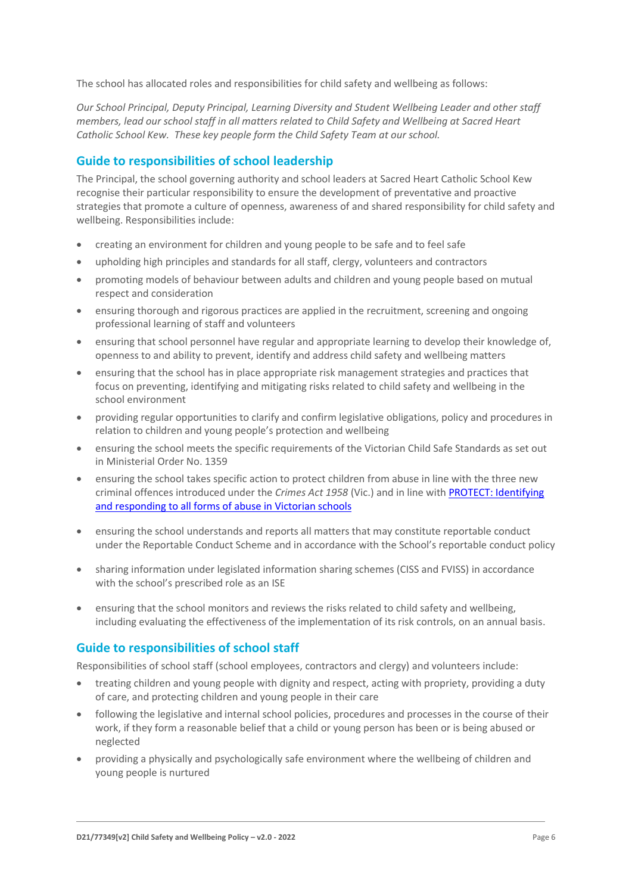The school has allocated roles and responsibilities for child safety and wellbeing as follows:

*Our School Principal, Deputy Principal, Learning Diversity and Student Wellbeing Leader and other staff members, lead our school staff in all matters related to Child Safety and Wellbeing at Sacred Heart Catholic School Kew. These key people form the Child Safety Team at our school.*

## Guide to responsibilities of school leadership

The Principal, the school governing authority and school leaders at Sacred Heart Catholic School Kew recognise their particular responsibility to ensure the development of preventative and proactive strategies that promote a culture of openness, awareness of and shared responsibility for child safety and wellbeing. Responsibilities include:

- creating an environment for children and young people to be safe and to feel safe
- upholding high principles and standards for all staff, clergy, volunteers and contractors
- promoting models of behaviour between adults and children and young people based on mutual respect and consideration
- ensuring thorough and rigorous practices are applied in the recruitment, screening and ongoing professional learning of staff and volunteers
- ensuring that school personnel have regular and appropriate learning to develop their knowledge of, openness to and ability to prevent, identify and address child safety and wellbeing matters
- ensuring that the school has in place appropriate risk management strategies and practices that focus on preventing, identifying and mitigating risks related to child safety and wellbeing in the school environment
- providing regular opportunities to clarify and confirm legislative obligations, policy and procedures in relation to children and young people's protection and wellbeing
- ensuring the school meets the specific requirements of the Victorian Child Safe Standards as set out in Ministerial Order No. 1359
- ensuring the school takes specific action to protect children from abuse in line with the three new criminal offences introduced under the *Crimes Act 1958* (Vic.) and in line with [PROTECT: Identifying and responding to all forms of abuse in Victorian schools]
- ensuring the school understands and reports all matters that may constitute reportable conduct under the Reportable Conduct Scheme and in accordance with the School's reportable conduct policy
- sharing information under legislated information sharing schemes (CISS and FVISS) in accordance with the school's prescribed role as an ISE
- ensuring that the school monitors and reviews the risks related to child safety and wellbeing, including evaluating the effectiveness of the implementation of its risk controls, on an annual basis.

## Guide to responsibilities of school staff

Responsibilities of school staff (school employees, contractors and clergy) and volunteers include:

- treating children and young people with dignity and respect, acting with propriety, providing a duty of care, and protecting children and young people in their care
- following the legislative and internal school policies, procedures and processes in the course of their work, if they form a reasonable belief that a child or young person has been or is being abused or neglected
- providing a physically and psychologically safe environment where the wellbeing of children and young people is nurtured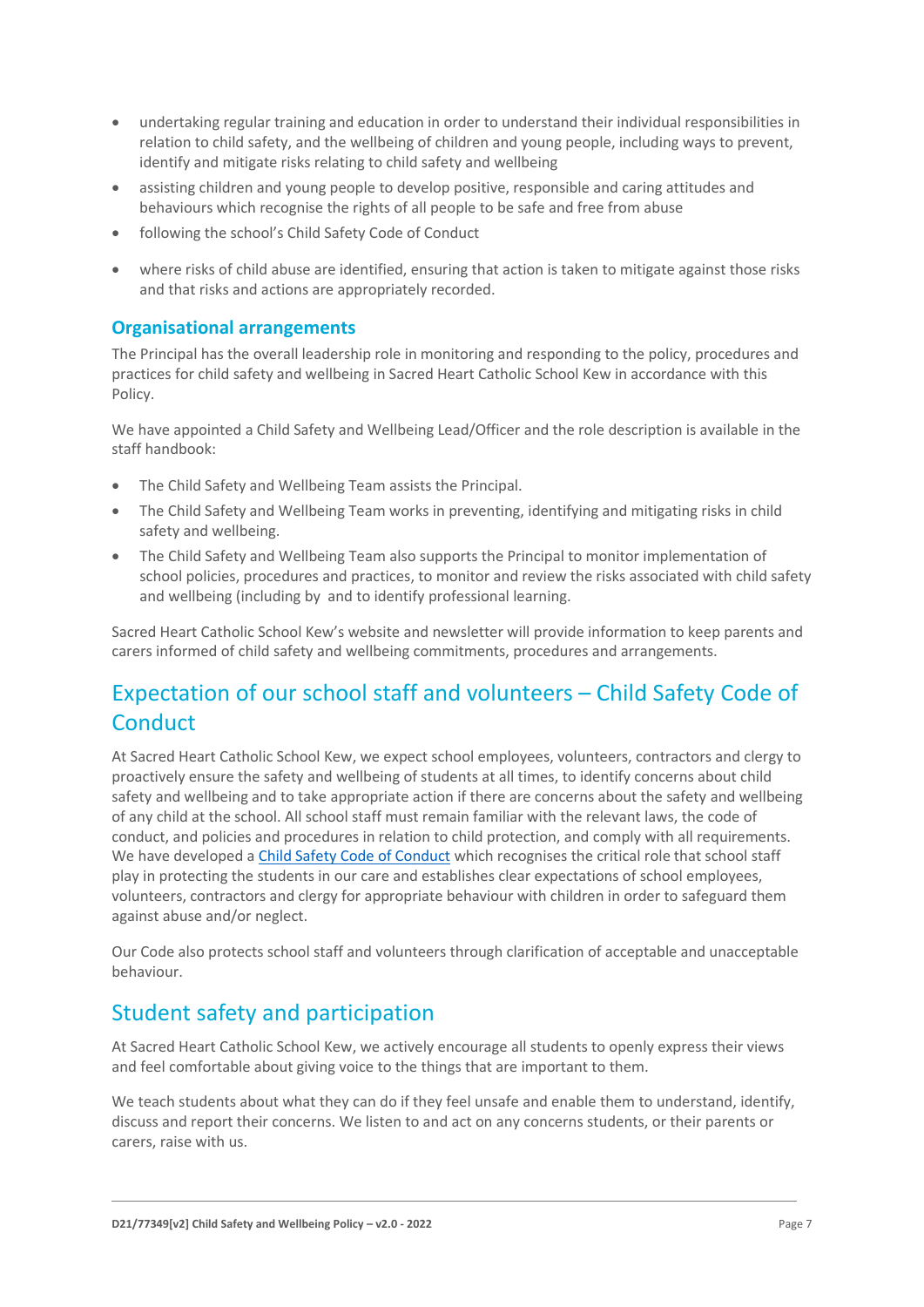- undertaking regular training and education in order to understand their individual responsibilities in relation to child safety, and the wellbeing of children and young people, including ways to prevent, identify and mitigate risks relating to child safety and wellbeing
- assisting children and young people to develop positive, responsible and caring attitudes and behaviours which recognise the rights of all people to be safe and free from abuse
- following the school's Child Safety Code of Conduct
- where risks of child abuse are identified, ensuring that action is taken to mitigate against those risks and that risks and actions are appropriately recorded.

### Organisational arrangements

The Principal has the overall leadership role in monitoring and responding to the policy, procedures and practices for child safety and wellbeing in Sacred Heart Catholic School Kew in accordance with this Policy.

We have appointed a Child Safety and Wellbeing Lead/Officer and the role description is available in the staff handbook:

- The Child Safety and Wellbeing Team assists the Principal.
- The Child Safety and Wellbeing Team works in preventing, identifying and mitigating risks in child safety and wellbeing.
- The Child Safety and Wellbeing Team also supports the Principal to monitor implementation of school policies, procedures and practices, to monitor and review the risks associated with child safety and wellbeing (including by  and to identify professional learning.

Sacred Heart Catholic School Kew's website and newsletter will provide information to keep parents and carers informed of child safety and wellbeing commitments, procedures and arrangements.

## Expectation of our school staff and volunteers – Child Safety Code of Conduct

At Sacred Heart Catholic School Kew, we expect school employees, volunteers, contractors and clergy to proactively ensure the safety and wellbeing of students at all times, to identify concerns about child safety and wellbeing and to take appropriate action if there are concerns about the safety and wellbeing of any child at the school. All school staff must remain familiar with the relevant laws, the code of conduct, and policies and procedures in relation to child protection, and comply with all requirements. We have developed a Child Safety Code of Conduct which recognises the critical role that school staff play in protecting the students in our care and establishes clear expectations of school employees, volunteers, contractors and clergy for appropriate behaviour with children in order to safeguard them against abuse and/or neglect.

Our Code also protects school staff and volunteers through clarification of acceptable and unacceptable behaviour.

## Student safety and participation

At Sacred Heart Catholic School Kew, we actively encourage all students to openly express their views and feel comfortable about giving voice to the things that are important to them.

We teach students about what they can do if they feel unsafe and enable them to understand, identify, discuss and report their concerns. We listen to and act on any concerns students, or their parents or carers, raise with us.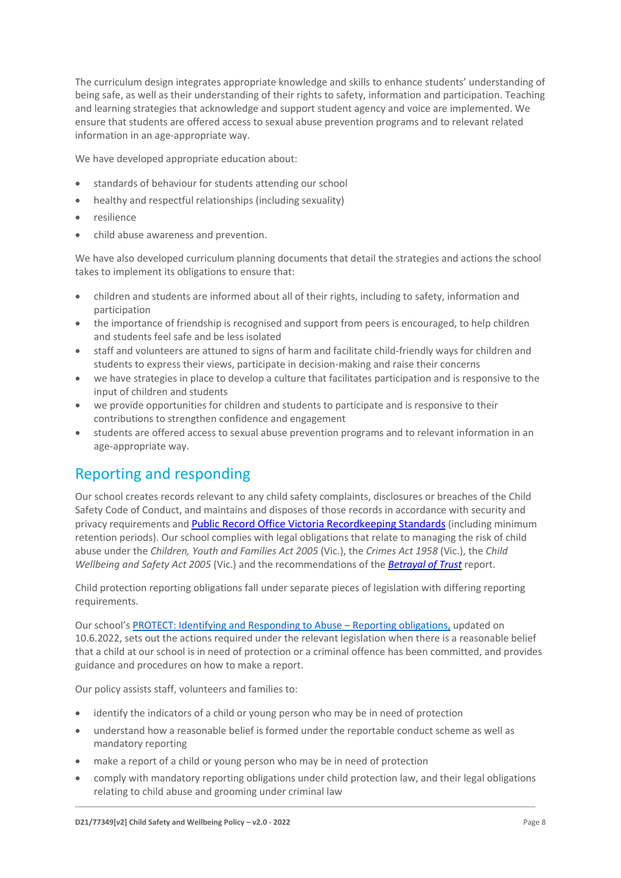The curriculum design integrates appropriate knowledge and skills to enhance students' understanding of being safe, as well as their understanding of their rights to safety, information and participation. Teaching and learning strategies that acknowledge and support student agency and voice are implemented. We ensure that students are offered access to sexual abuse prevention programs and to relevant related information in an age-appropriate way.

We have developed appropriate education about:

- standards of behaviour for students attending our school
- healthy and respectful relationships (including sexuality)
- resilience
- child abuse awareness and prevention.

We have also developed curriculum planning documents that detail the strategies and actions the school takes to implement its obligations to ensure that:

- children and students are informed about all of their rights, including to safety, information and participation
- the importance of friendship is recognised and support from peers is encouraged, to help children and students feel safe and be less isolated
- staff and volunteers are attuned to signs of harm and facilitate child-friendly ways for children and students to express their views, participate in decision-making and raise their concerns
- we have strategies in place to develop a culture that facilitates participation and is responsive to the input of children and students
- we provide opportunities for children and students to participate and is responsive to their contributions to strengthen confidence and engagement
- students are offered access to sexual abuse prevention programs and to relevant information in an age-appropriate way.

## Reporting and responding

Our school creates records relevant to any child safety complaints, disclosures or breaches of the Child Safety Code of Conduct, and maintains and disposes of those records in accordance with security and privacy requirements and Public Record Office Victoria Recordkeeping Standards (including minimum retention periods). Our school complies with legal obligations that relate to managing the risk of child abuse under the *Children, Youth and Families Act 2005* (Vic.), the *Crimes Act 1958* (Vic.), the *Child Wellbeing and Safety Act 2005* (Vic.) and the recommendations of the *Betrayal of Trust* report.

Child protection reporting obligations fall under separate pieces of legislation with differing reporting requirements.

Our school's PROTECT: Identifying and Responding to Abuse – Reporting obligations, updated on 10.6.2022, sets out the actions required under the relevant legislation when there is a reasonable belief that a child at our school is in need of protection or a criminal offence has been committed, and provides guidance and procedures on how to make a report.

Our policy assists staff, volunteers and families to:

- identify the indicators of a child or young person who may be in need of protection
- understand how a reasonable belief is formed under the reportable conduct scheme as well as mandatory reporting
- make a report of a child or young person who may be in need of protection
- comply with mandatory reporting obligations under child protection law, and their legal obligations relating to child abuse and grooming under criminal law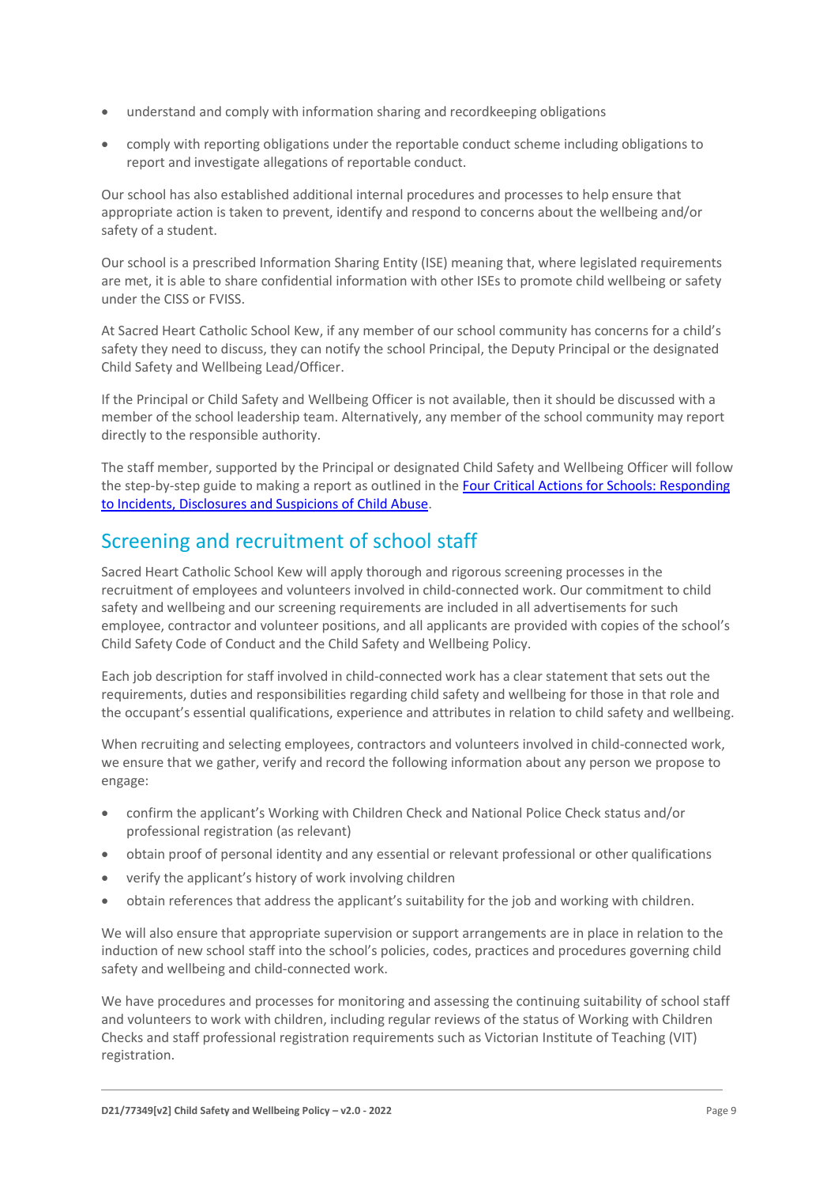- understand and comply with information sharing and recordkeeping obligations
- comply with reporting obligations under the reportable conduct scheme including obligations to report and investigate allegations of reportable conduct.

Our school has also established additional internal procedures and processes to help ensure that appropriate action is taken to prevent, identify and respond to concerns about the wellbeing and/or safety of a student.

Our school is a prescribed Information Sharing Entity (ISE) meaning that, where legislated requirements are met, it is able to share confidential information with other ISEs to promote child wellbeing or safety under the CISS or FVISS.

At Sacred Heart Catholic School Kew, if any member of our school community has concerns for a child's safety they need to discuss, they can notify the school Principal, the Deputy Principal or the designated Child Safety and Wellbeing Lead/Officer.

If the Principal or Child Safety and Wellbeing Officer is not available, then it should be discussed with a member of the school leadership team. Alternatively, any member of the school community may report directly to the responsible authority.

The staff member, supported by the Principal or designated Child Safety and Wellbeing Officer will follow the step-by-step guide to making a report as outlined in the [Four Critical Actions for Schools: Responding to Incidents, Disclosures and Suspicions of Child Abuse].

## Screening and recruitment of school staff

Sacred Heart Catholic School Kew will apply thorough and rigorous screening processes in the recruitment of employees and volunteers involved in child-connected work. Our commitment to child safety and wellbeing and our screening requirements are included in all advertisements for such employee, contractor and volunteer positions, and all applicants are provided with copies of the school's Child Safety Code of Conduct and the Child Safety and Wellbeing Policy.

Each job description for staff involved in child-connected work has a clear statement that sets out the requirements, duties and responsibilities regarding child safety and wellbeing for those in that role and the occupant's essential qualifications, experience and attributes in relation to child safety and wellbeing.

When recruiting and selecting employees, contractors and volunteers involved in child-connected work, we ensure that we gather, verify and record the following information about any person we propose to engage:

- confirm the applicant's Working with Children Check and National Police Check status and/or professional registration (as relevant)
- obtain proof of personal identity and any essential or relevant professional or other qualifications
- verify the applicant's history of work involving children
- obtain references that address the applicant's suitability for the job and working with children.

We will also ensure that appropriate supervision or support arrangements are in place in relation to the induction of new school staff into the school's policies, codes, practices and procedures governing child safety and wellbeing and child-connected work.

We have procedures and processes for monitoring and assessing the continuing suitability of school staff and volunteers to work with children, including regular reviews of the status of Working with Children Checks and staff professional registration requirements such as Victorian Institute of Teaching (VIT) registration.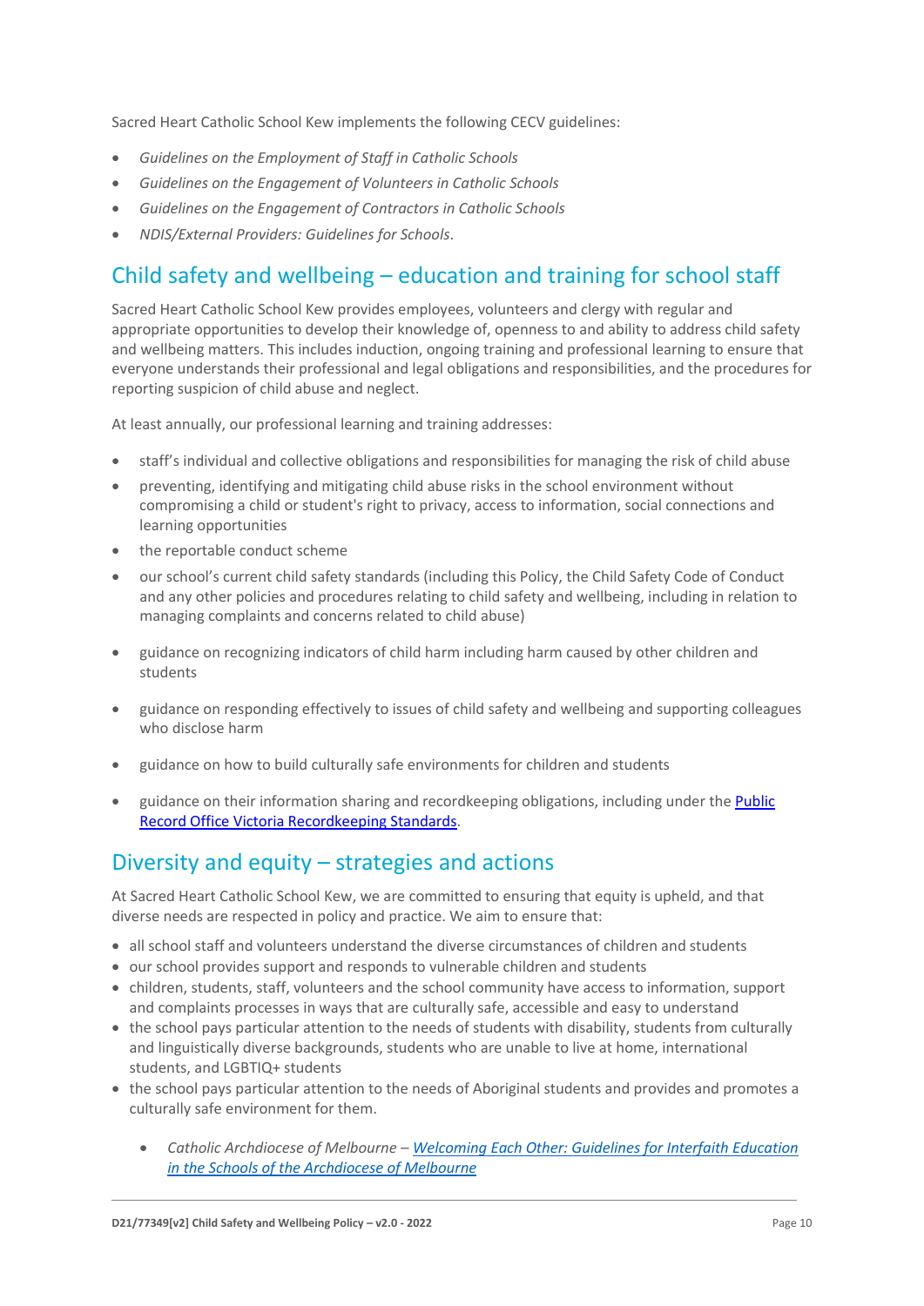Sacred Heart Catholic School Kew implements the following CECV guidelines:

- *Guidelines on the Employment of Staff in Catholic Schools*
- *Guidelines on the Engagement of Volunteers in Catholic Schools*
- *Guidelines on the Engagement of Contractors in Catholic Schools*
- *NDIS/External Providers: Guidelines for Schools*.

## Child safety and wellbeing – education and training for school staff

Sacred Heart Catholic School Kew provides employees, volunteers and clergy with regular and appropriate opportunities to develop their knowledge of, openness to and ability to address child safety and wellbeing matters. This includes induction, ongoing training and professional learning to ensure that everyone understands their professional and legal obligations and responsibilities, and the procedures for reporting suspicion of child abuse and neglect.

At least annually, our professional learning and training addresses:

- staff's individual and collective obligations and responsibilities for managing the risk of child abuse
- preventing, identifying and mitigating child abuse risks in the school environment without compromising a child or student's right to privacy, access to information, social connections and learning opportunities
- the reportable conduct scheme
- our school's current child safety standards (including this Policy, the Child Safety Code of Conduct and any other policies and procedures relating to child safety and wellbeing, including in relation to managing complaints and concerns related to child abuse)
- guidance on recognizing indicators of child harm including harm caused by other children and students
- guidance on responding effectively to issues of child safety and wellbeing and supporting colleagues who disclose harm
- guidance on how to build culturally safe environments for children and students
- guidance on their information sharing and recordkeeping obligations, including under the [Public Record Office Victoria Recordkeeping Standards](Public Record Office Victoria Recordkeeping Standards).

## Diversity and equity – strategies and actions

At Sacred Heart Catholic School Kew, we are committed to ensuring that equity is upheld, and that diverse needs are respected in policy and practice. We aim to ensure that:

- all school staff and volunteers understand the diverse circumstances of children and students
- our school provides support and responds to vulnerable children and students
- children, students, staff, volunteers and the school community have access to information, support and complaints processes in ways that are culturally safe, accessible and easy to understand
- the school pays particular attention to the needs of students with disability, students from culturally and linguistically diverse backgrounds, students who are unable to live at home, international students, and LGBTIQ+ students
- the school pays particular attention to the needs of Aboriginal students and provides and promotes a culturally safe environment for them.
    - *Catholic Archdiocese of Melbourne – Welcoming Each Other: Guidelines for Interfaith Education in the Schools of the Archdiocese of Melbourne*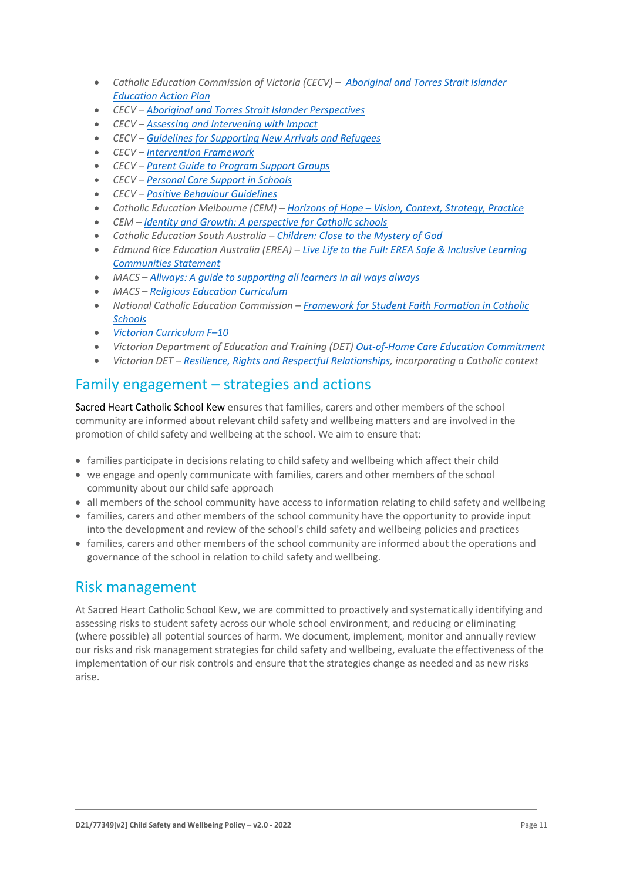- *Catholic Education Commission of Victoria (CECV) – Aboriginal and Torres Strait Islander Education Action Plan*
- *CECV – Aboriginal and Torres Strait Islander Perspectives*
- *CECV – Assessing and Intervening with Impact*
- *CECV – Guidelines for Supporting New Arrivals and Refugees*
- *CECV – Intervention Framework*
- *CECV – Parent Guide to Program Support Groups*
- *CECV – Personal Care Support in Schools*
- *CECV – Positive Behaviour Guidelines*
- *Catholic Education Melbourne (CEM) – Horizons of Hope – Vision, Context, Strategy, Practice*
- *CEM – Identity and Growth: A perspective for Catholic schools*
- *Catholic Education South Australia – Children: Close to the Mystery of God*
- *Edmund Rice Education Australia (EREA) – Live Life to the Full: EREA Safe & Inclusive Learning Communities Statement*
- *MACS – Allways: A guide to supporting all learners in all ways always*
- *MACS – Religious Education Curriculum*
- *National Catholic Education Commission – Framework for Student Faith Formation in Catholic Schools*
- *Victorian Curriculum F–10*
- *Victorian Department of Education and Training (DET) Out-of-Home Care Education Commitment*
- *Victorian DET – Resilience, Rights and Respectful Relationships, incorporating a Catholic context*

## Family engagement – strategies and actions

Sacred Heart Catholic School Kew ensures that families, carers and other members of the school community are informed about relevant child safety and wellbeing matters and are involved in the promotion of child safety and wellbeing at the school. We aim to ensure that:

- families participate in decisions relating to child safety and wellbeing which affect their child
- we engage and openly communicate with families, carers and other members of the school community about our child safe approach
- all members of the school community have access to information relating to child safety and wellbeing
- families, carers and other members of the school community have the opportunity to provide input into the development and review of the school's child safety and wellbeing policies and practices
- families, carers and other members of the school community are informed about the operations and governance of the school in relation to child safety and wellbeing.

## Risk management

At Sacred Heart Catholic School Kew, we are committed to proactively and systematically identifying and assessing risks to student safety across our whole school environment, and reducing or eliminating (where possible) all potential sources of harm. We document, implement, monitor and annually review our risks and risk management strategies for child safety and wellbeing, evaluate the effectiveness of the implementation of our risk controls and ensure that the strategies change as needed and as new risks arise.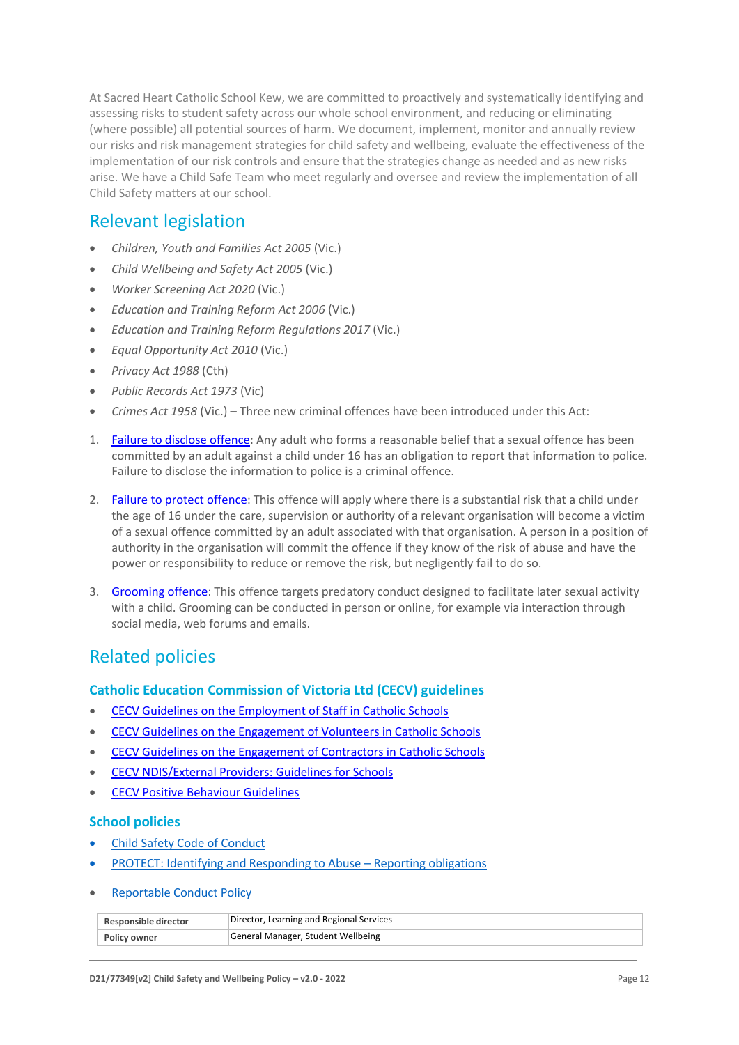At Sacred Heart Catholic School Kew, we are committed to proactively and systematically identifying and assessing risks to student safety across our whole school environment, and reducing or eliminating (where possible) all potential sources of harm. We document, implement, monitor and annually review our risks and risk management strategies for child safety and wellbeing, evaluate the effectiveness of the implementation of our risk controls and ensure that the strategies change as needed and as new risks arise. We have a Child Safe Team who meet regularly and oversee and review the implementation of all Child Safety matters at our school.

## Relevant legislation

- *Children, Youth and Families Act 2005* (Vic.)
- *Child Wellbeing and Safety Act 2005* (Vic.)
- *Worker Screening Act 2020* (Vic.)
- *Education and Training Reform Act 2006* (Vic.)
- *Education and Training Reform Regulations 2017* (Vic.)
- *Equal Opportunity Act 2010* (Vic.)
- *Privacy Act 1988* (Cth)
- *Public Records Act 1973* (Vic)
- *Crimes Act 1958* (Vic.) – Three new criminal offences have been introduced under this Act:

1. Failure to disclose offence: Any adult who forms a reasonable belief that a sexual offence has been committed by an adult against a child under 16 has an obligation to report that information to police. Failure to disclose the information to police is a criminal offence.

2. Failure to protect offence: This offence will apply where there is a substantial risk that a child under the age of 16 under the care, supervision or authority of a relevant organisation will become a victim of a sexual offence committed by an adult associated with that organisation. A person in a position of authority in the organisation will commit the offence if they know of the risk of abuse and have the power or responsibility to reduce or remove the risk, but negligently fail to do so.

3. Grooming offence: This offence targets predatory conduct designed to facilitate later sexual activity with a child. Grooming can be conducted in person or online, for example via interaction through social media, web forums and emails.

## Related policies

### Catholic Education Commission of Victoria Ltd (CECV) guidelines

- CECV Guidelines on the Employment of Staff in Catholic Schools
- CECV Guidelines on the Engagement of Volunteers in Catholic Schools
- CECV Guidelines on the Engagement of Contractors in Catholic Schools
- CECV NDIS/External Providers: Guidelines for Schools
- CECV Positive Behaviour Guidelines

### School policies

- Child Safety Code of Conduct
- PROTECT: Identifying and Responding to Abuse – Reporting obligations
- Reportable Conduct Policy

| | |
|---|---|
| **Responsible director** | Director, Learning and Regional Services |
| **Policy owner** | General Manager, Student Wellbeing |

D21/77349[v2] Child Safety and Wellbeing Policy – v2.0 - 2022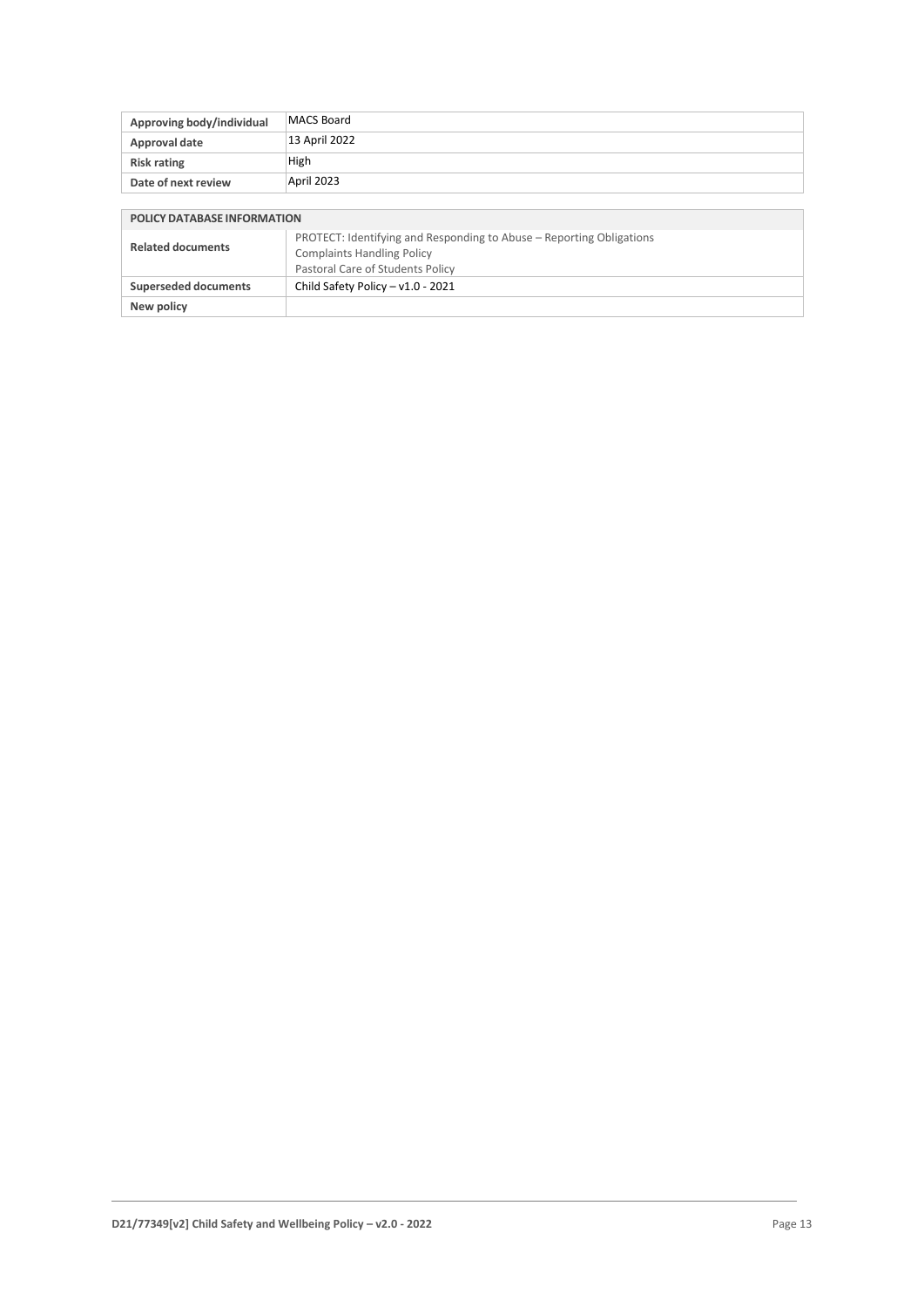| | |
|---|---|
| **Approving body/individual** | MACS Board |
| **Approval date** | 13 April 2022 |
| **Risk rating** | High |
| **Date of next review** | April 2023 |

| **POLICY DATABASE INFORMATION** | |
|---|---|
| **Related documents** | PROTECT: Identifying and Responding to Abuse – Reporting Obligations<br>Complaints Handling Policy<br>Pastoral Care of Students Policy |
| **Superseded documents** | Child Safety Policy – v1.0 - 2021 |
| **New policy** | |